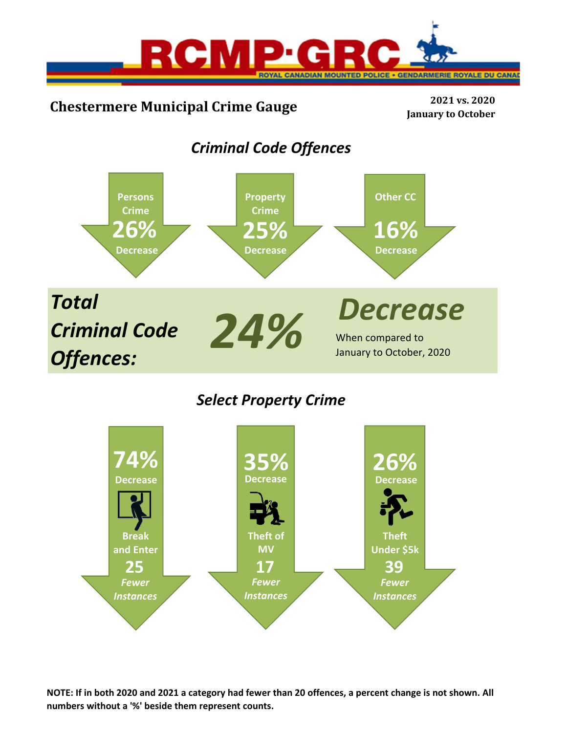RCMP·GRC

ROYAL CANADIAN MOUNTED POLICE • GENDARMERIE ROYALE DU CANADA

# Chestermere Municipal Crime Gauge

**2021 vs. 2020**
**January to October**

## *Criminal Code Offences*

**Persons Crime**
**26%**
**Decrease**

**Property Crime**
**25%**
**Decrease**

**Other CC**
**16%**
**Decrease**

***Total Criminal Code Offences:*** ***24%*** ***Decrease***

When compared to January to October, 2020

## *Select Property Crime*

**74%**
**Decrease**
**Break and Enter**
**25**
***Fewer Instances***

**35%**
**Decrease**
**Theft of MV**
**17**
***Fewer Instances***

**26%**
**Decrease**
**Theft Under $5k**
**39**
***Fewer Instances***

**NOTE: If in both 2020 and 2021 a category had fewer than 20 offences, a percent change is not shown. All numbers without a '%' beside them represent counts.**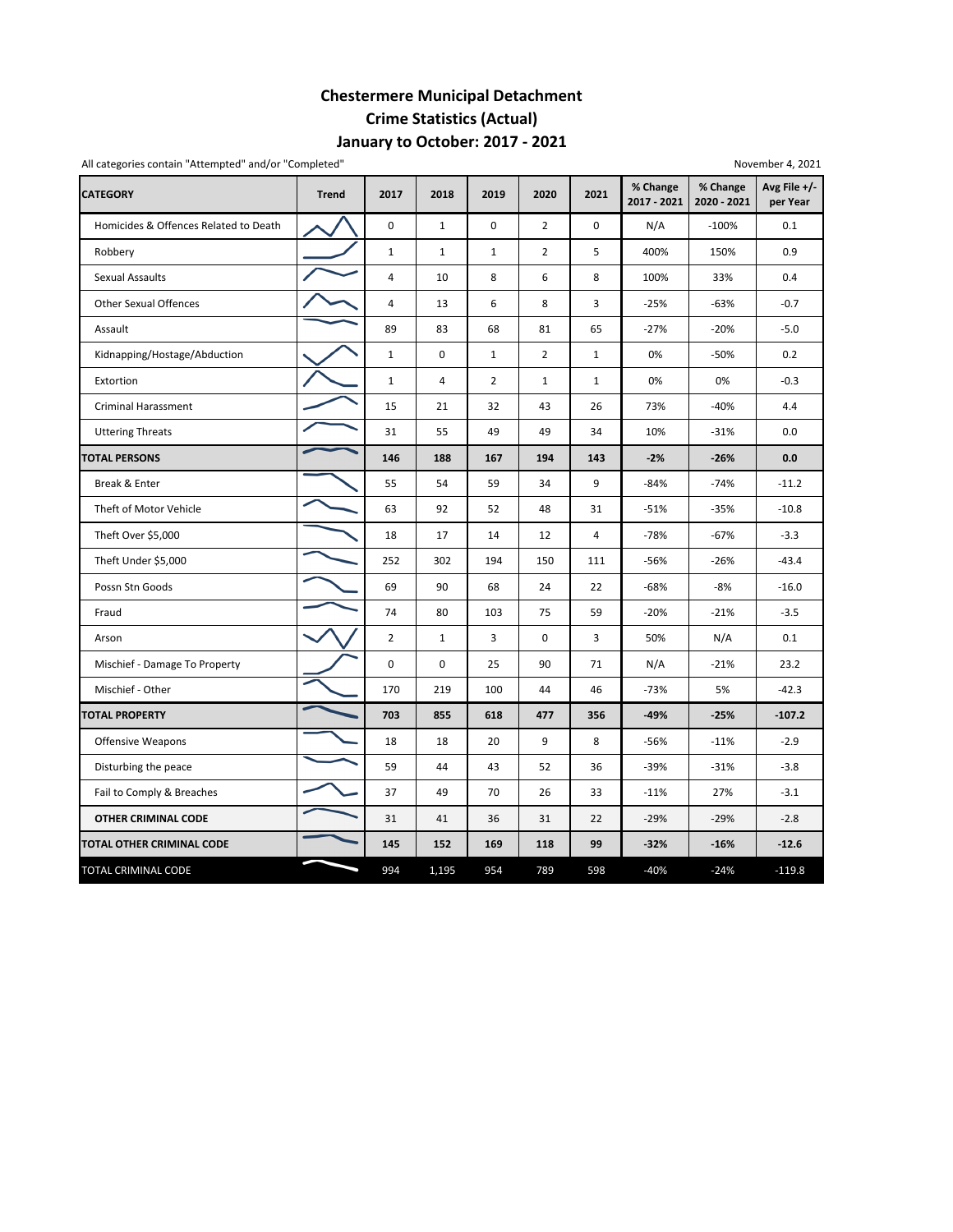# Chestermere Municipal Detachment
## Crime Statistics (Actual)
## January to October: 2017 - 2021

All categories contain "Attempted" and/or "Completed"

November 4, 2021

| CATEGORY | Trend | 2017 | 2018 | 2019 | 2020 | 2021 | % Change 2017 - 2021 | % Change 2020 - 2021 | Avg File +/- per Year |
|---|---|---|---|---|---|---|---|---|---|
| Homicides & Offences Related to Death | | 0 | 1 | 0 | 2 | 0 | N/A | -100% | 0.1 |
| Robbery | | 1 | 1 | 1 | 2 | 5 | 400% | 150% | 0.9 |
| Sexual Assaults | | 4 | 10 | 8 | 6 | 8 | 100% | 33% | 0.4 |
| Other Sexual Offences | | 4 | 13 | 6 | 8 | 3 | -25% | -63% | -0.7 |
| Assault | | 89 | 83 | 68 | 81 | 65 | -27% | -20% | -5.0 |
| Kidnapping/Hostage/Abduction | | 1 | 0 | 1 | 2 | 1 | 0% | -50% | 0.2 |
| Extortion | | 1 | 4 | 2 | 1 | 1 | 0% | 0% | -0.3 |
| Criminal Harassment | | 15 | 21 | 32 | 43 | 26 | 73% | -40% | 4.4 |
| Uttering Threats | | 31 | 55 | 49 | 49 | 34 | 10% | -31% | 0.0 |
| **TOTAL PERSONS** | | **146** | **188** | **167** | **194** | **143** | **-2%** | **-26%** | **0.0** |
| Break & Enter | | 55 | 54 | 59 | 34 | 9 | -84% | -74% | -11.2 |
| Theft of Motor Vehicle | | 63 | 92 | 52 | 48 | 31 | -51% | -35% | -10.8 |
| Theft Over $5,000 | | 18 | 17 | 14 | 12 | 4 | -78% | -67% | -3.3 |
| Theft Under $5,000 | | 252 | 302 | 194 | 150 | 111 | -56% | -26% | -43.4 |
| Possn Stn Goods | | 69 | 90 | 68 | 24 | 22 | -68% | -8% | -16.0 |
| Fraud | | 74 | 80 | 103 | 75 | 59 | -20% | -21% | -3.5 |
| Arson | | 2 | 1 | 3 | 0 | 3 | 50% | N/A | 0.1 |
| Mischief - Damage To Property | | 0 | 0 | 25 | 90 | 71 | N/A | -21% | 23.2 |
| Mischief - Other | | 170 | 219 | 100 | 44 | 46 | -73% | 5% | -42.3 |
| **TOTAL PROPERTY** | | **703** | **855** | **618** | **477** | **356** | **-49%** | **-25%** | **-107.2** |
| Offensive Weapons | | 18 | 18 | 20 | 9 | 8 | -56% | -11% | -2.9 |
| Disturbing the peace | | 59 | 44 | 43 | 52 | 36 | -39% | -31% | -3.8 |
| Fail to Comply & Breaches | | 37 | 49 | 70 | 26 | 33 | -11% | 27% | -3.1 |
| **OTHER CRIMINAL CODE** | | 31 | 41 | 36 | 31 | 22 | -29% | -29% | -2.8 |
| **TOTAL OTHER CRIMINAL CODE** | | **145** | **152** | **169** | **118** | **99** | **-32%** | **-16%** | **-12.6** |
| TOTAL CRIMINAL CODE | | 994 | 1,195 | 954 | 789 | 598 | -40% | -24% | -119.8 |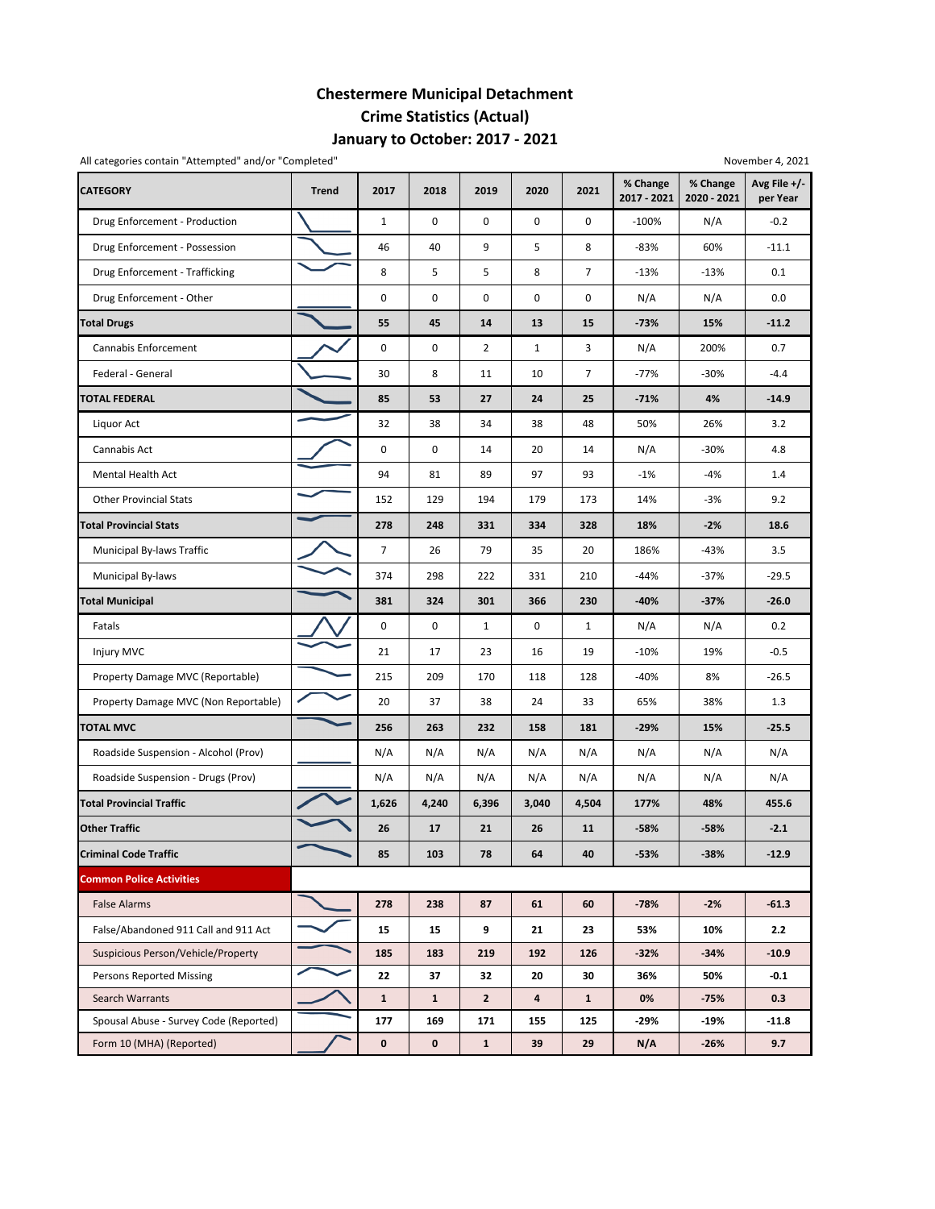# Chestermere Municipal Detachment
## Crime Statistics (Actual)
## January to October: 2017 - 2021

All categories contain "Attempted" and/or "Completed"

November 4, 2021

| CATEGORY | Trend | 2017 | 2018 | 2019 | 2020 | 2021 | % Change 2017 - 2021 | % Change 2020 - 2021 | Avg File +/- per Year |
|---|---|---|---|---|---|---|---|---|---|
| Drug Enforcement - Production | | 1 | 0 | 0 | 0 | 0 | -100% | N/A | -0.2 |
| Drug Enforcement - Possession | | 46 | 40 | 9 | 5 | 8 | -83% | 60% | -11.1 |
| Drug Enforcement - Trafficking | | 8 | 5 | 5 | 8 | 7 | -13% | -13% | 0.1 |
| Drug Enforcement - Other | | 0 | 0 | 0 | 0 | 0 | N/A | N/A | 0.0 |
| **Total Drugs** | | **55** | **45** | **14** | **13** | **15** | **-73%** | **15%** | **-11.2** |
| Cannabis Enforcement | | 0 | 0 | 2 | 1 | 3 | N/A | 200% | 0.7 |
| Federal - General | | 30 | 8 | 11 | 10 | 7 | -77% | -30% | -4.4 |
| **TOTAL FEDERAL** | | **85** | **53** | **27** | **24** | **25** | **-71%** | **4%** | **-14.9** |
| Liquor Act | | 32 | 38 | 34 | 38 | 48 | 50% | 26% | 3.2 |
| Cannabis Act | | 0 | 0 | 14 | 20 | 14 | N/A | -30% | 4.8 |
| Mental Health Act | | 94 | 81 | 89 | 97 | 93 | -1% | -4% | 1.4 |
| Other Provincial Stats | | 152 | 129 | 194 | 179 | 173 | 14% | -3% | 9.2 |
| **Total Provincial Stats** | | **278** | **248** | **331** | **334** | **328** | **18%** | **-2%** | **18.6** |
| Municipal By-laws Traffic | | 7 | 26 | 79 | 35 | 20 | 186% | -43% | 3.5 |
| Municipal By-laws | | 374 | 298 | 222 | 331 | 210 | -44% | -37% | -29.5 |
| **Total Municipal** | | **381** | **324** | **301** | **366** | **230** | **-40%** | **-37%** | **-26.0** |
| Fatals | | 0 | 0 | 1 | 0 | 1 | N/A | N/A | 0.2 |
| Injury MVC | | 21 | 17 | 23 | 16 | 19 | -10% | 19% | -0.5 |
| Property Damage MVC (Reportable) | | 215 | 209 | 170 | 118 | 128 | -40% | 8% | -26.5 |
| Property Damage MVC (Non Reportable) | | 20 | 37 | 38 | 24 | 33 | 65% | 38% | 1.3 |
| **TOTAL MVC** | | **256** | **263** | **232** | **158** | **181** | **-29%** | **15%** | **-25.5** |
| Roadside Suspension - Alcohol (Prov) | | N/A | N/A | N/A | N/A | N/A | N/A | N/A | N/A |
| Roadside Suspension - Drugs (Prov) | | N/A | N/A | N/A | N/A | N/A | N/A | N/A | N/A |
| **Total Provincial Traffic** | | **1,626** | **4,240** | **6,396** | **3,040** | **4,504** | **177%** | **48%** | **455.6** |
| **Other Traffic** | | **26** | **17** | **21** | **26** | **11** | **-58%** | **-58%** | **-2.1** |
| **Criminal Code Traffic** | | **85** | **103** | **78** | **64** | **40** | **-53%** | **-38%** | **-12.9** |
| **Common Police Activities** | | | | | | | | | |
| False Alarms | | **278** | **238** | **87** | **61** | **60** | **-78%** | **-2%** | **-61.3** |
| False/Abandoned 911 Call and 911 Act | | **15** | **15** | **9** | **21** | **23** | **53%** | **10%** | **2.2** |
| Suspicious Person/Vehicle/Property | | **185** | **183** | **219** | **192** | **126** | **-32%** | **-34%** | **-10.9** |
| Persons Reported Missing | | **22** | **37** | **32** | **20** | **30** | **36%** | **50%** | **-0.1** |
| Search Warrants | | **1** | **1** | **2** | **4** | **1** | **0%** | **-75%** | **0.3** |
| Spousal Abuse - Survey Code (Reported) | | **177** | **169** | **171** | **155** | **125** | **-29%** | **-19%** | **-11.8** |
| Form 10 (MHA) (Reported) | | **0** | **0** | **1** | **39** | **29** | **N/A** | **-26%** | **9.7** |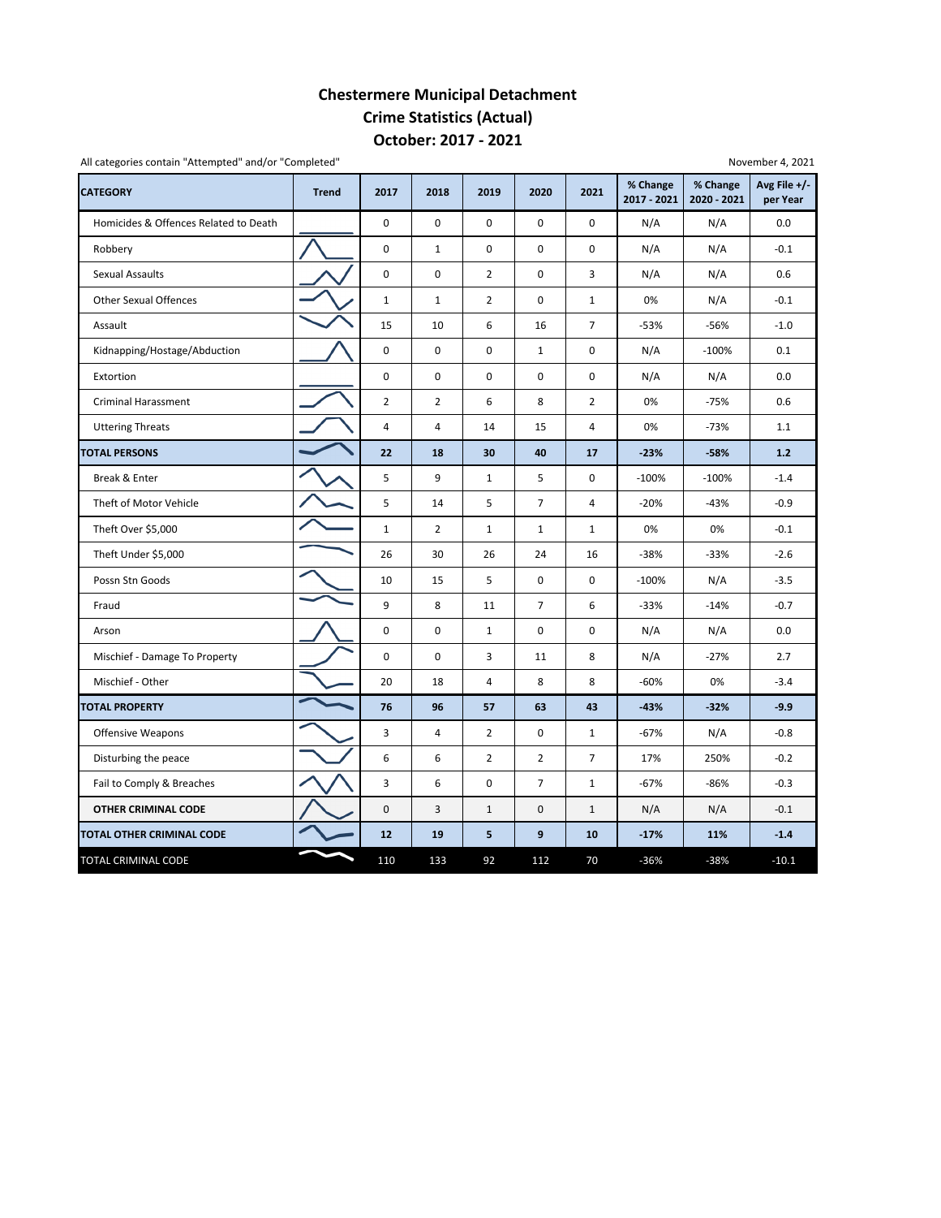# Chestermere Municipal Detachment
## Crime Statistics (Actual)
## October: 2017 - 2021

All categories contain "Attempted" and/or "Completed"

November 4, 2021

| CATEGORY | Trend | 2017 | 2018 | 2019 | 2020 | 2021 | % Change 2017 - 2021 | % Change 2020 - 2021 | Avg File +/- per Year |
|---|---|---|---|---|---|---|---|---|---|
| Homicides & Offences Related to Death | | 0 | 0 | 0 | 0 | 0 | N/A | N/A | 0.0 |
| Robbery | | 0 | 1 | 0 | 0 | 0 | N/A | N/A | -0.1 |
| Sexual Assaults | | 0 | 0 | 2 | 0 | 3 | N/A | N/A | 0.6 |
| Other Sexual Offences | | 1 | 1 | 2 | 0 | 1 | 0% | N/A | -0.1 |
| Assault | | 15 | 10 | 6 | 16 | 7 | -53% | -56% | -1.0 |
| Kidnapping/Hostage/Abduction | | 0 | 0 | 0 | 1 | 0 | N/A | -100% | 0.1 |
| Extortion | | 0 | 0 | 0 | 0 | 0 | N/A | N/A | 0.0 |
| Criminal Harassment | | 2 | 2 | 6 | 8 | 2 | 0% | -75% | 0.6 |
| Uttering Threats | | 4 | 4 | 14 | 15 | 4 | 0% | -73% | 1.1 |
| **TOTAL PERSONS** | | **22** | **18** | **30** | **40** | **17** | **-23%** | **-58%** | **1.2** |
| Break & Enter | | 5 | 9 | 1 | 5 | 0 | -100% | -100% | -1.4 |
| Theft of Motor Vehicle | | 5 | 14 | 5 | 7 | 4 | -20% | -43% | -0.9 |
| Theft Over $5,000 | | 1 | 2 | 1 | 1 | 1 | 0% | 0% | -0.1 |
| Theft Under $5,000 | | 26 | 30 | 26 | 24 | 16 | -38% | -33% | -2.6 |
| Possn Stn Goods | | 10 | 15 | 5 | 0 | 0 | -100% | N/A | -3.5 |
| Fraud | | 9 | 8 | 11 | 7 | 6 | -33% | -14% | -0.7 |
| Arson | | 0 | 0 | 1 | 0 | 0 | N/A | N/A | 0.0 |
| Mischief - Damage To Property | | 0 | 0 | 3 | 11 | 8 | N/A | -27% | 2.7 |
| Mischief - Other | | 20 | 18 | 4 | 8 | 8 | -60% | 0% | -3.4 |
| **TOTAL PROPERTY** | | **76** | **96** | **57** | **63** | **43** | **-43%** | **-32%** | **-9.9** |
| Offensive Weapons | | 3 | 4 | 2 | 0 | 1 | -67% | N/A | -0.8 |
| Disturbing the peace | | 6 | 6 | 2 | 2 | 7 | 17% | 250% | -0.2 |
| Fail to Comply & Breaches | | 3 | 6 | 0 | 7 | 1 | -67% | -86% | -0.3 |
| **OTHER CRIMINAL CODE** | | 0 | 3 | 1 | 0 | 1 | N/A | N/A | -0.1 |
| **TOTAL OTHER CRIMINAL CODE** | | **12** | **19** | **5** | **9** | **10** | **-17%** | **11%** | **-1.4** |
| TOTAL CRIMINAL CODE | | 110 | 133 | 92 | 112 | 70 | -36% | -38% | -10.1 |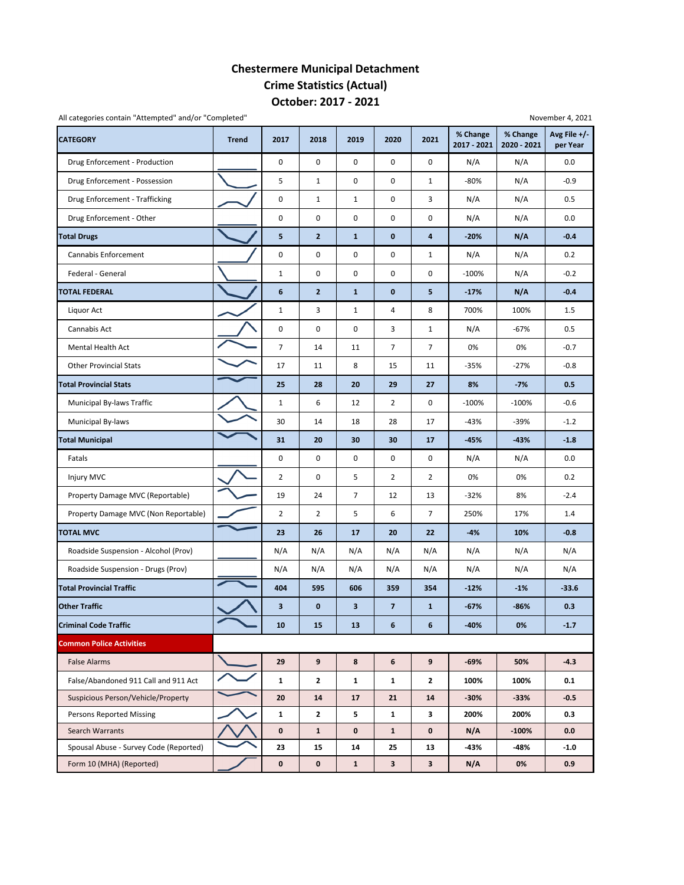# Chestermere Municipal Detachment
## Crime Statistics (Actual)
## October: 2017 - 2021

All categories contain "Attempted" and/or "Completed"

November 4, 2021

| CATEGORY | Trend | 2017 | 2018 | 2019 | 2020 | 2021 | % Change 2017 - 2021 | % Change 2020 - 2021 | Avg File +/- per Year |
|---|---|---|---|---|---|---|---|---|---|
| Drug Enforcement - Production | | 0 | 0 | 0 | 0 | 0 | N/A | N/A | 0.0 |
| Drug Enforcement - Possession | | 5 | 1 | 0 | 0 | 1 | -80% | N/A | -0.9 |
| Drug Enforcement - Trafficking | | 0 | 1 | 1 | 0 | 3 | N/A | N/A | 0.5 |
| Drug Enforcement - Other | | 0 | 0 | 0 | 0 | 0 | N/A | N/A | 0.0 |
| **Total Drugs** | | **5** | **2** | **1** | **0** | **4** | **-20%** | **N/A** | **-0.4** |
| Cannabis Enforcement | | 0 | 0 | 0 | 0 | 1 | N/A | N/A | 0.2 |
| Federal - General | | 1 | 0 | 0 | 0 | 0 | -100% | N/A | -0.2 |
| **TOTAL FEDERAL** | | **6** | **2** | **1** | **0** | **5** | **-17%** | **N/A** | **-0.4** |
| Liquor Act | | 1 | 3 | 1 | 4 | 8 | 700% | 100% | 1.5 |
| Cannabis Act | | 0 | 0 | 0 | 3 | 1 | N/A | -67% | 0.5 |
| Mental Health Act | | 7 | 14 | 11 | 7 | 7 | 0% | 0% | -0.7 |
| Other Provincial Stats | | 17 | 11 | 8 | 15 | 11 | -35% | -27% | -0.8 |
| **Total Provincial Stats** | | **25** | **28** | **20** | **29** | **27** | **8%** | **-7%** | **0.5** |
| Municipal By-laws Traffic | | 1 | 6 | 12 | 2 | 0 | -100% | -100% | -0.6 |
| Municipal By-laws | | 30 | 14 | 18 | 28 | 17 | -43% | -39% | -1.2 |
| **Total Municipal** | | **31** | **20** | **30** | **30** | **17** | **-45%** | **-43%** | **-1.8** |
| Fatals | | 0 | 0 | 0 | 0 | 0 | N/A | N/A | 0.0 |
| Injury MVC | | 2 | 0 | 5 | 2 | 2 | 0% | 0% | 0.2 |
| Property Damage MVC (Reportable) | | 19 | 24 | 7 | 12 | 13 | -32% | 8% | -2.4 |
| Property Damage MVC (Non Reportable) | | 2 | 2 | 5 | 6 | 7 | 250% | 17% | 1.4 |
| **TOTAL MVC** | | **23** | **26** | **17** | **20** | **22** | **-4%** | **10%** | **-0.8** |
| Roadside Suspension - Alcohol (Prov) | | N/A | N/A | N/A | N/A | N/A | N/A | N/A | N/A |
| Roadside Suspension - Drugs (Prov) | | N/A | N/A | N/A | N/A | N/A | N/A | N/A | N/A |
| **Total Provincial Traffic** | | **404** | **595** | **606** | **359** | **354** | **-12%** | **-1%** | **-33.6** |
| **Other Traffic** | | **3** | **0** | **3** | **7** | **1** | **-67%** | **-86%** | **0.3** |
| **Criminal Code Traffic** | | **10** | **15** | **13** | **6** | **6** | **-40%** | **0%** | **-1.7** |
| **Common Police Activities** | | | | | | | | | |
| False Alarms | | **29** | **9** | **8** | **6** | **9** | **-69%** | **50%** | **-4.3** |
| False/Abandoned 911 Call and 911 Act | | **1** | **2** | **1** | **1** | **2** | **100%** | **100%** | **0.1** |
| Suspicious Person/Vehicle/Property | | **20** | **14** | **17** | **21** | **14** | **-30%** | **-33%** | **-0.5** |
| Persons Reported Missing | | **1** | **2** | **5** | **1** | **3** | **200%** | **200%** | **0.3** |
| Search Warrants | | **0** | **1** | **0** | **1** | **0** | **N/A** | **-100%** | **0.0** |
| Spousal Abuse - Survey Code (Reported) | | **23** | **15** | **14** | **25** | **13** | **-43%** | **-48%** | **-1.0** |
| Form 10 (MHA) (Reported) | | **0** | **0** | **1** | **3** | **3** | **N/A** | **0%** | **0.9** |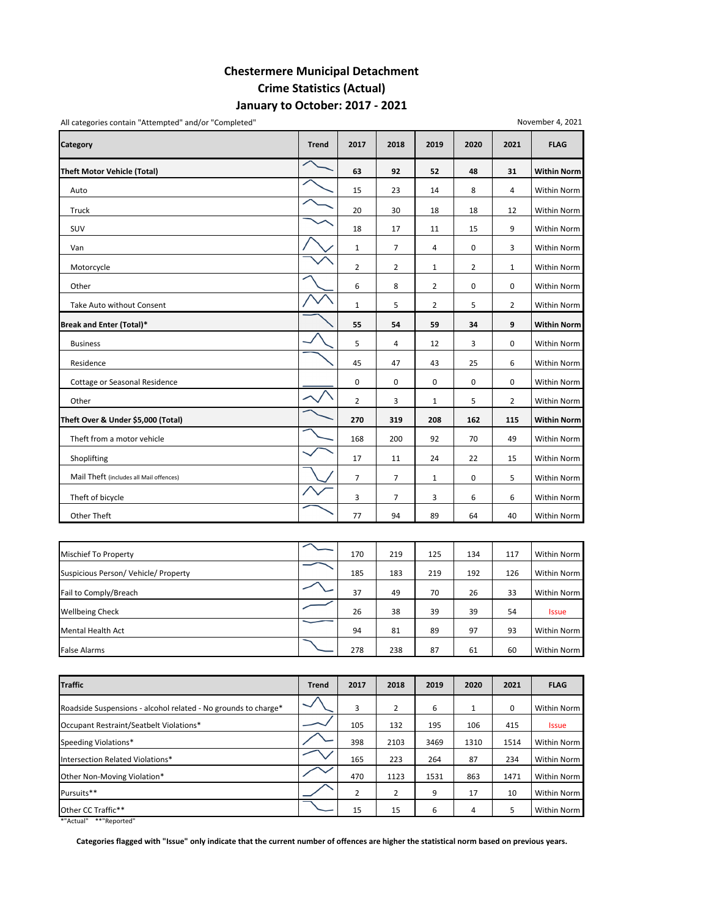# Chestermere Municipal Detachment
## Crime Statistics (Actual)
## January to October: 2017 - 2021

All categories contain "Attempted" and/or "Completed"

November 4, 2021

| Category | Trend | 2017 | 2018 | 2019 | 2020 | 2021 | FLAG |
|---|---|---|---|---|---|---|---|
| **Theft Motor Vehicle (Total)** | | **63** | **92** | **52** | **48** | **31** | **Within Norm** |
| Auto | | 15 | 23 | 14 | 8 | 4 | Within Norm |
| Truck | | 20 | 30 | 18 | 18 | 12 | Within Norm |
| SUV | | 18 | 17 | 11 | 15 | 9 | Within Norm |
| Van | | 1 | 7 | 4 | 0 | 3 | Within Norm |
| Motorcycle | | 2 | 2 | 1 | 2 | 1 | Within Norm |
| Other | | 6 | 8 | 2 | 0 | 0 | Within Norm |
| Take Auto without Consent | | 1 | 5 | 2 | 5 | 2 | Within Norm |
| **Break and Enter (Total)*** | | **55** | **54** | **59** | **34** | **9** | **Within Norm** |
| Business | | 5 | 4 | 12 | 3 | 0 | Within Norm |
| Residence | | 45 | 47 | 43 | 25 | 6 | Within Norm |
| Cottage or Seasonal Residence | | 0 | 0 | 0 | 0 | 0 | Within Norm |
| Other | | 2 | 3 | 1 | 5 | 2 | Within Norm |
| **Theft Over & Under $5,000 (Total)** | | **270** | **319** | **208** | **162** | **115** | **Within Norm** |
| Theft from a motor vehicle | | 168 | 200 | 92 | 70 | 49 | Within Norm |
| Shoplifting | | 17 | 11 | 24 | 22 | 15 | Within Norm |
| Mail Theft (includes all Mail offences) | | 7 | 7 | 1 | 0 | 5 | Within Norm |
| Theft of bicycle | | 3 | 7 | 3 | 6 | 6 | Within Norm |
| Other Theft | | 77 | 94 | 89 | 64 | 40 | Within Norm |

| Category | Trend | 2017 | 2018 | 2019 | 2020 | 2021 | FLAG |
|---|---|---|---|---|---|---|---|
| Mischief To Property | | 170 | 219 | 125 | 134 | 117 | Within Norm |
| Suspicious Person/ Vehicle/ Property | | 185 | 183 | 219 | 192 | 126 | Within Norm |
| Fail to Comply/Breach | | 37 | 49 | 70 | 26 | 33 | Within Norm |
| Wellbeing Check | | 26 | 38 | 39 | 39 | 54 | Issue |
| Mental Health Act | | 94 | 81 | 89 | 97 | 93 | Within Norm |
| False Alarms | | 278 | 238 | 87 | 61 | 60 | Within Norm |

| Traffic | Trend | 2017 | 2018 | 2019 | 2020 | 2021 | FLAG |
|---|---|---|---|---|---|---|---|
| Roadside Suspensions - alcohol related - No grounds to charge* | | 3 | 2 | 6 | 1 | 0 | Within Norm |
| Occupant Restraint/Seatbelt Violations* | | 105 | 132 | 195 | 106 | 415 | Issue |
| Speeding Violations* | | 398 | 2103 | 3469 | 1310 | 1514 | Within Norm |
| Intersection Related Violations* | | 165 | 223 | 264 | 87 | 234 | Within Norm |
| Other Non-Moving Violation* | | 470 | 1123 | 1531 | 863 | 1471 | Within Norm |
| Pursuits** | | 2 | 2 | 9 | 17 | 10 | Within Norm |
| Other CC Traffic** | | 15 | 15 | 6 | 4 | 5 | Within Norm |

*"Actual" **"Reported"

**Categories flagged with "Issue" only indicate that the current number of offences are higher the statistical norm based on previous years.**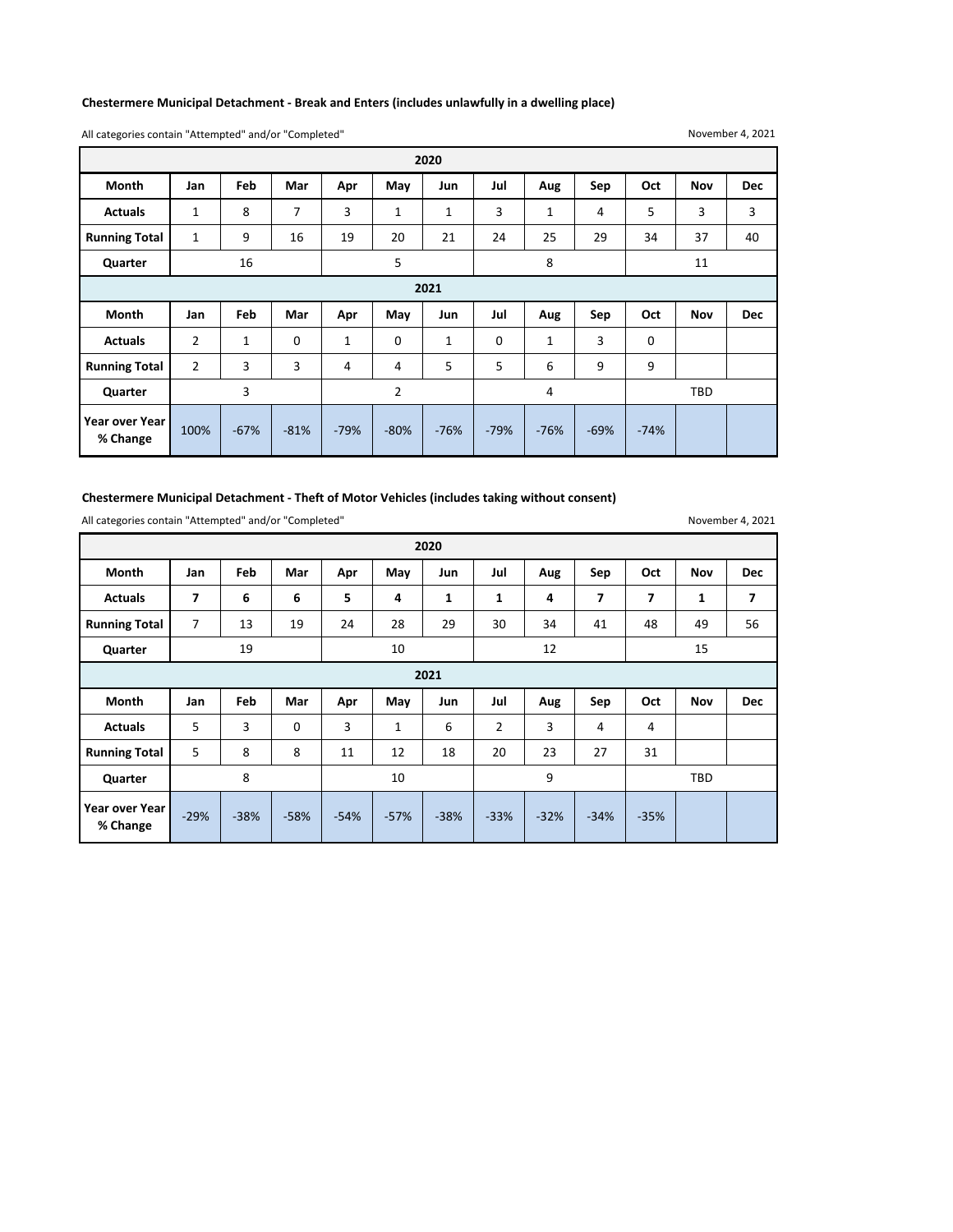**Chestermere Municipal Detachment - Break and Enters (includes unlawfully in a dwelling place)**

All categories contain "Attempted" and/or "Completed"

November 4, 2021

| 2020 | | | | | | | | | | | | |
|---|---|---|---|---|---|---|---|---|---|---|---|---|
| **Month** | **Jan** | **Feb** | **Mar** | **Apr** | **May** | **Jun** | **Jul** | **Aug** | **Sep** | **Oct** | **Nov** | **Dec** |
| **Actuals** | 1 | 8 | 7 | 3 | 1 | 1 | 3 | 1 | 4 | 5 | 3 | 3 |
| **Running Total** | 1 | 9 | 16 | 19 | 20 | 21 | 24 | 25 | 29 | 34 | 37 | 40 |
| **Quarter** | | 16 | | | 5 | | | 8 | | | 11 | |
| **2021** | | | | | | | | | | | | |
| **Month** | **Jan** | **Feb** | **Mar** | **Apr** | **May** | **Jun** | **Jul** | **Aug** | **Sep** | **Oct** | **Nov** | **Dec** |
| **Actuals** | 2 | 1 | 0 | 1 | 0 | 1 | 0 | 1 | 3 | 0 | | |
| **Running Total** | 2 | 3 | 3 | 4 | 4 | 5 | 5 | 6 | 9 | 9 | | |
| **Quarter** | | 3 | | | 2 | | | 4 | | | TBD | |
| **Year over Year % Change** | 100% | -67% | -81% | -79% | -80% | -76% | -79% | -76% | -69% | -74% | | |

**Chestermere Municipal Detachment - Theft of Motor Vehicles (includes taking without consent)**

All categories contain "Attempted" and/or "Completed"

November 4, 2021

| 2020 | | | | | | | | | | | | |
|---|---|---|---|---|---|---|---|---|---|---|---|---|
| **Month** | **Jan** | **Feb** | **Mar** | **Apr** | **May** | **Jun** | **Jul** | **Aug** | **Sep** | **Oct** | **Nov** | **Dec** |
| **Actuals** | **7** | **6** | **6** | **5** | **4** | **1** | **1** | **4** | **7** | **7** | **1** | **7** |
| **Running Total** | 7 | 13 | 19 | 24 | 28 | 29 | 30 | 34 | 41 | 48 | 49 | 56 |
| **Quarter** | | 19 | | | 10 | | | 12 | | | 15 | |
| **2021** | | | | | | | | | | | | |
| **Month** | **Jan** | **Feb** | **Mar** | **Apr** | **May** | **Jun** | **Jul** | **Aug** | **Sep** | **Oct** | **Nov** | **Dec** |
| **Actuals** | 5 | 3 | 0 | 3 | 1 | 6 | 2 | 3 | 4 | 4 | | |
| **Running Total** | 5 | 8 | 8 | 11 | 12 | 18 | 20 | 23 | 27 | 31 | | |
| **Quarter** | | 8 | | | 10 | | | 9 | | | TBD | |
| **Year over Year % Change** | -29% | -38% | -58% | -54% | -57% | -38% | -33% | -32% | -34% | -35% | | |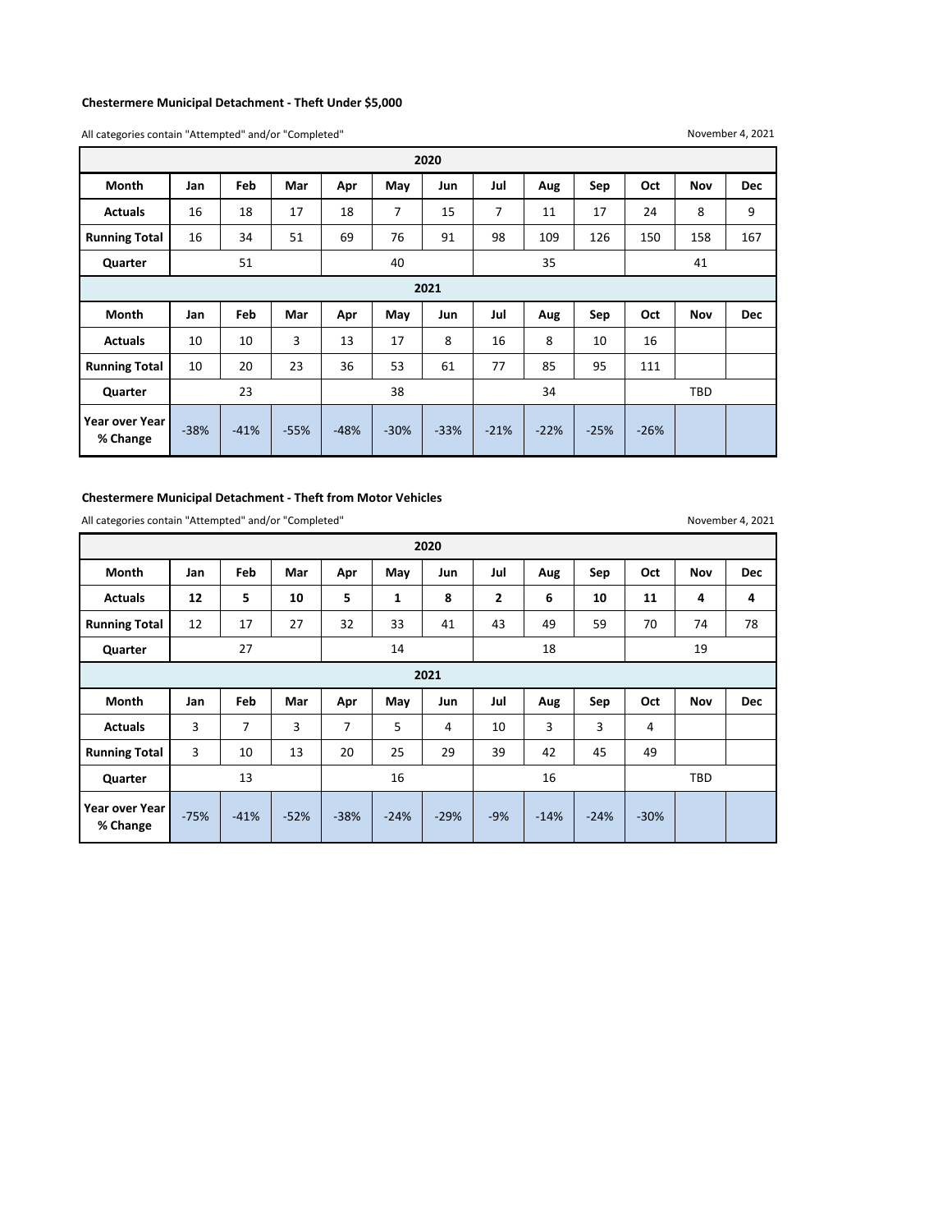**Chestermere Municipal Detachment - Theft Under $5,000**

All categories contain "Attempted" and/or "Completed"

November 4, 2021

| 2020 | | | | | | | | | | | | |
|---|---|---|---|---|---|---|---|---|---|---|---|---|
| **Month** | **Jan** | **Feb** | **Mar** | **Apr** | **May** | **Jun** | **Jul** | **Aug** | **Sep** | **Oct** | **Nov** | **Dec** |
| **Actuals** | 16 | 18 | 17 | 18 | 7 | 15 | 7 | 11 | 17 | 24 | 8 | 9 |
| **Running Total** | 16 | 34 | 51 | 69 | 76 | 91 | 98 | 109 | 126 | 150 | 158 | 167 |
| **Quarter** | 51 | | | 40 | | | 35 | | | 41 | | |
| **2021** | | | | | | | | | | | | |
| **Month** | **Jan** | **Feb** | **Mar** | **Apr** | **May** | **Jun** | **Jul** | **Aug** | **Sep** | **Oct** | **Nov** | **Dec** |
| **Actuals** | 10 | 10 | 3 | 13 | 17 | 8 | 16 | 8 | 10 | 16 | | |
| **Running Total** | 10 | 20 | 23 | 36 | 53 | 61 | 77 | 85 | 95 | 111 | | |
| **Quarter** | 23 | | | 38 | | | 34 | | | TBD | | |
| **Year over Year % Change** | -38% | -41% | -55% | -48% | -30% | -33% | -21% | -22% | -25% | -26% | | |

**Chestermere Municipal Detachment - Theft from Motor Vehicles**

All categories contain "Attempted" and/or "Completed"

November 4, 2021

| 2020 | | | | | | | | | | | | |
|---|---|---|---|---|---|---|---|---|---|---|---|---|
| **Month** | **Jan** | **Feb** | **Mar** | **Apr** | **May** | **Jun** | **Jul** | **Aug** | **Sep** | **Oct** | **Nov** | **Dec** |
| **Actuals** | **12** | **5** | **10** | **5** | **1** | **8** | **2** | **6** | **10** | **11** | **4** | **4** |
| **Running Total** | 12 | 17 | 27 | 32 | 33 | 41 | 43 | 49 | 59 | 70 | 74 | 78 |
| **Quarter** | 27 | | | 14 | | | 18 | | | 19 | | |
| **2021** | | | | | | | | | | | | |
| **Month** | **Jan** | **Feb** | **Mar** | **Apr** | **May** | **Jun** | **Jul** | **Aug** | **Sep** | **Oct** | **Nov** | **Dec** |
| **Actuals** | 3 | 7 | 3 | 7 | 5 | 4 | 10 | 3 | 3 | 4 | | |
| **Running Total** | 3 | 10 | 13 | 20 | 25 | 29 | 39 | 42 | 45 | 49 | | |
| **Quarter** | 13 | | | 16 | | | 16 | | | TBD | | |
| **Year over Year % Change** | -75% | -41% | -52% | -38% | -24% | -29% | -9% | -14% | -24% | -30% | | |